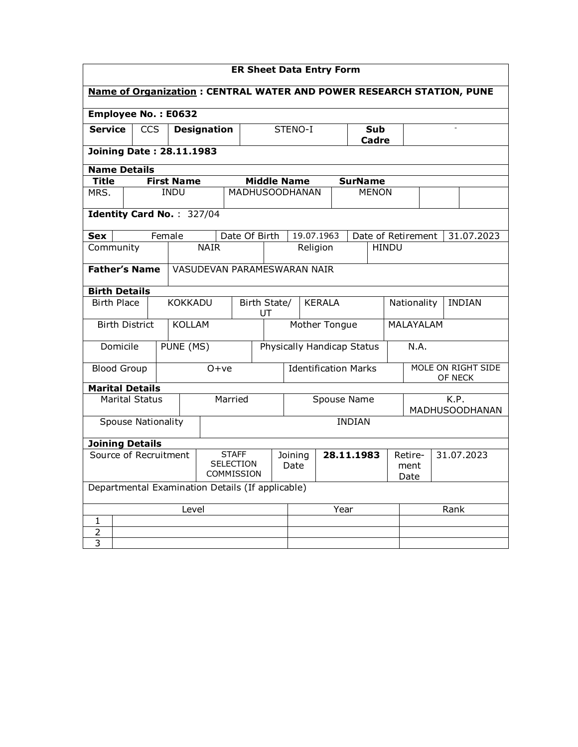# ER Sheet Data Entry Form

**Name of Organization : CENTRAL WATER AND POWER RESEARCH STATION, PUNE**

**Employee No. : E0632**

| **Service** | CCS | **Designation** | STENO-I | **Sub Cadre** | - |
|---|---|---|---|---|---|

**Joining Date : 28.11.1983**

**Name Details**

| **Title** | **First Name** | **Middle Name** | **SurName** | | |
|---|---|---|---|---|---|
| MRS. | INDU | MADHUSOODHANAN | MENON | | |

**Identity Card No.** : 327/04

| **Sex** | Female | Date Of Birth | 19.07.1963 | Date of Retirement | 31.07.2023 |
|---|---|---|---|---|---|
| Community | NAIR | Religion | HINDU | | |

| **Father's Name** | VASUDEVAN PARAMESWARAN NAIR |
|---|---|

**Birth Details**

| Birth Place | KOKKADU | Birth State/ UT | KERALA | Nationality | INDIAN |
|---|---|---|---|---|---|
| Birth District | KOLLAM | Mother Tongue | MALAYALAM | | |
| Domicile | PUNE (MS) | Physically Handicap Status | N.A. | | |
| Blood Group | O+ve | Identification Marks | MOLE ON RIGHT SIDE OF NECK | | |

**Marital Details**

| Marital Status | Married | Spouse Name | K.P. MADHUSOODHANAN |
|---|---|---|---|
| Spouse Nationality | INDIAN | | |

**Joining Details**

| Source of Recruitment | STAFF SELECTION COMMISSION | Joining Date | **28.11.1983** | Retire-ment Date | 31.07.2023 |
|---|---|---|---|---|---|

Departmental Examination Details (If applicable)

| | Level | Year | Rank |
|---|---|---|---|
| 1 | | | |
| 2 | | | |
| 3 | | | |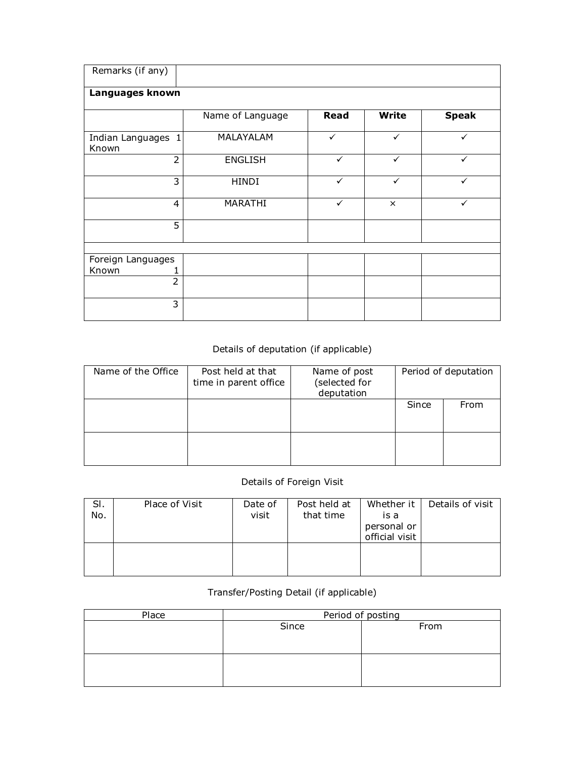| Remarks (if any) | | | | |
|---|---|---|---|---|
| **Languages known** | | | | |
| | Name of Language | **Read** | **Write** | **Speak** |
| Indian Languages Known 1 | MALAYALAM | ✓ | ✓ | ✓ |
| 2 | ENGLISH | ✓ | ✓ | ✓ |
| 3 | HINDI | ✓ | ✓ | ✓ |
| 4 | MARATHI | ✓ | × | ✓ |
| 5 | | | | |
| | | | | |
| Foreign Languages Known 1 | | | | |
| 2 | | | | |
| 3 | | | | |

Details of deputation (if applicable)

| Name of the Office | Post held at that time in parent office | Name of post (selected for deputation | Period of deputation | |
|---|---|---|---|---|
| | | | Since | From |
| | | | | |

Details of Foreign Visit

| Sl. No. | Place of Visit | Date of visit | Post held at that time | Whether it is a personal or official visit | Details of visit |
|---|---|---|---|---|---|
| | | | | | |

Transfer/Posting Detail (if applicable)

| Place | Period of posting | |
|---|---|---|
| | Since | From |
| | | |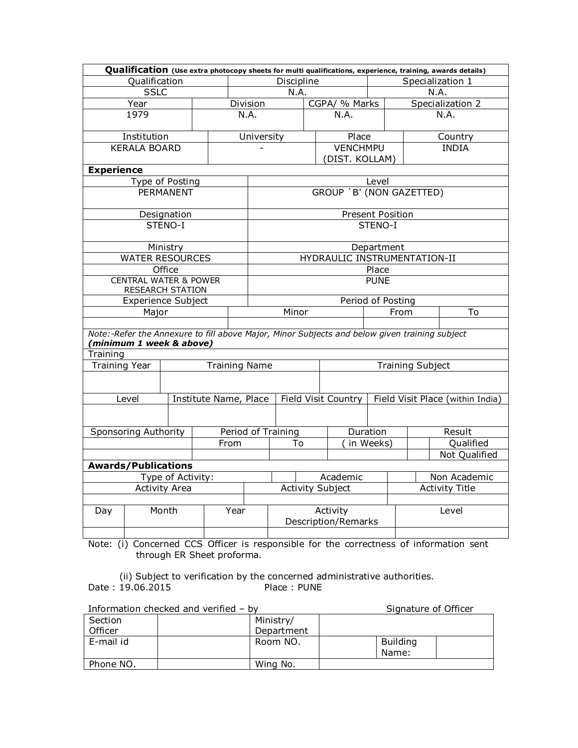**Qualification** (Use extra photocopy sheets for multi qualifications, experience, training, awards details)

| Qualification | Discipline | Specialization 1 |
|---|---|---|
| SSLC | N.A. | N.A. |

| Year | Division | CGPA/ % Marks | Specialization 2 |
|---|---|---|---|
| 1979 | N.A. | N.A. | N.A. |

| Institution | University | Place | Country |
|---|---|---|---|
| KERALA BOARD | - | VENCHMPU (DIST. KOLLAM) | INDIA |

**Experience**

| Type of Posting | Level |
|---|---|
| PERMANENT | GROUP `B' (NON GAZETTED) |
| **Designation** | **Present Position** |
| STENO-I | STENO-I |
| **Ministry** | **Department** |
| WATER RESOURCES | HYDRAULIC INSTRUMENTATION-II |
| **Office** | **Place** |
| CENTRAL WATER & POWER RESEARCH STATION | PUNE |

| Experience Subject | | Period of Posting | |
|---|---|---|---|
| Major | Minor | From | To |
| | | | |

*Note:-Refer the Annexure to fill above Major, Minor Subjects and below given training subject* ***(minimum 1 week & above)***

Training

| Training Year | Training Name | Training Subject |
|---|---|---|
| | | |

| Level | Institute Name, Place | Field Visit Country | Field Visit Place (within India) |
|---|---|---|---|
| | | | |

| Sponsoring Authority | Period of Training | | Duration | Result | |
|---|---|---|---|---|---|
| | From | To | ( in Weeks) | | Qualified |
| | | | | | Not Qualified |

**Awards/Publications**

| Type of Activity: | | Academic | | Non Academic |
|---|---|---|---|---|

| Activity Area | Activity Subject | Activity Title |
|---|---|---|
| | | |

| Day | Month | Year | Activity Description/Remarks | Level |
|---|---|---|---|---|
| | | | | |

Note: (i) Concerned CCS Officer is responsible for the correctness of information sent through ER Sheet proforma.

(ii) Subject to verification by the concerned administrative authorities.

Date : 19.06.2015 Place : PUNE

Information checked and verified – by Signature of Officer

| | | | | | |
|---|---|---|---|---|---|
| Section Officer | | Ministry/ Department | | | |
| E-mail id | | Room NO. | | Building Name: | |
| Phone NO. | | Wing No. | | | |